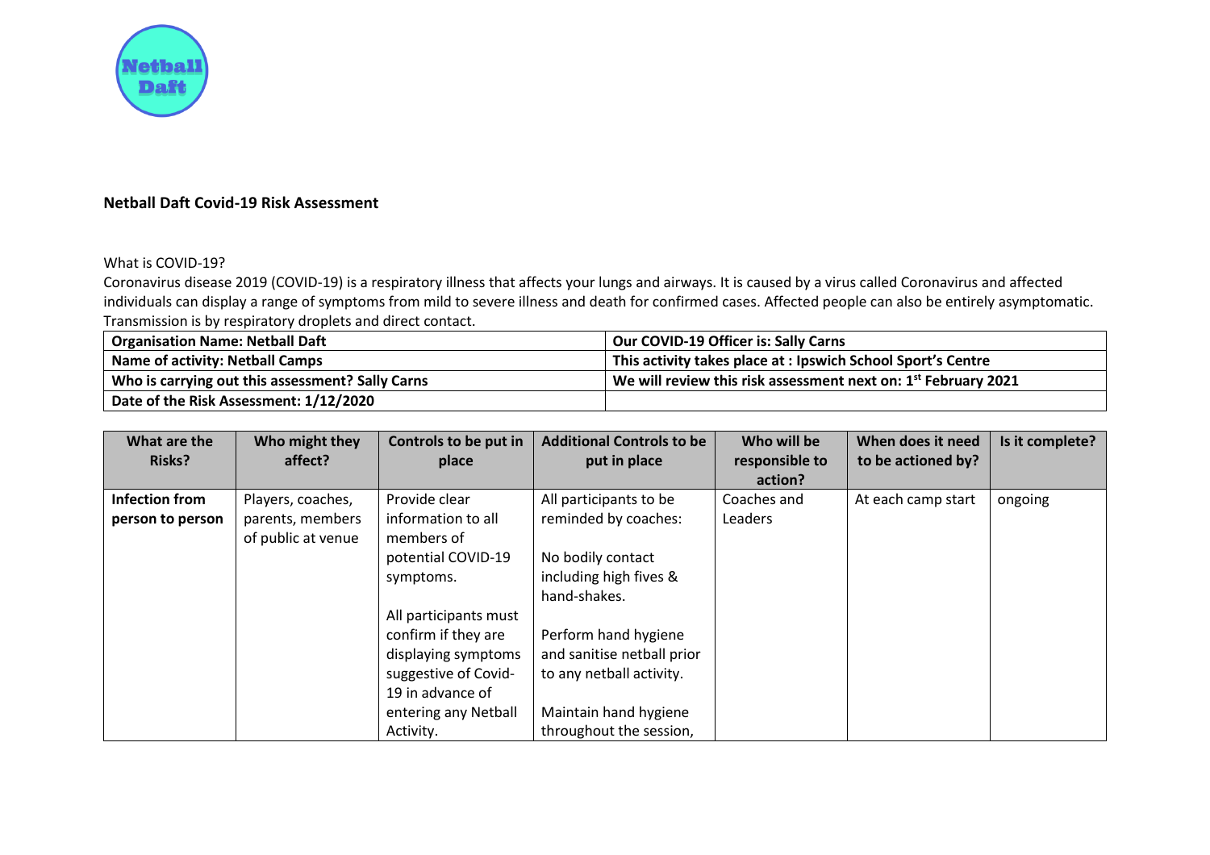**Netball Daft Covid-19 Risk Assessment**

What is COVID-19?

Coronavirus disease 2019 (COVID-19) is a respiratory illness that affects your lungs and airways. It is caused by a virus called Coronavirus and affected individuals can display a range of symptoms from mild to severe illness and death for confirmed cases. Affected people can also be entirely asymptomatic. Transmission is by respiratory droplets and direct contact.

| **Organisation Name: Netball Daft** | **Our COVID-19 Officer is: Sally Carns** |
|---|---|
| **Name of activity: Netball Camps** | **This activity takes place at : Ipswich School Sport's Centre** |
| **Who is carrying out this assessment? Sally Carns** | **We will review this risk assessment next on: 1st February 2021** |
| **Date of the Risk Assessment: 1/12/2020** | |

| What are the Risks? | Who might they affect? | Controls to be put in place | Additional Controls to be put in place | Who will be responsible to action? | When does it need to be actioned by? | Is it complete? |
|---|---|---|---|---|---|---|
| **Infection from person to person** | Players, coaches, parents, members of public at venue | Provide clear information to all members of potential COVID-19 symptoms.<br><br>All participants must confirm if they are displaying symptoms suggestive of Covid-19 in advance of entering any Netball Activity. | All participants to be reminded by coaches:<br><br>No bodily contact including high fives & hand-shakes.<br><br>Perform hand hygiene and sanitise netball prior to any netball activity.<br><br>Maintain hand hygiene throughout the session, | Coaches and Leaders | At each camp start | ongoing |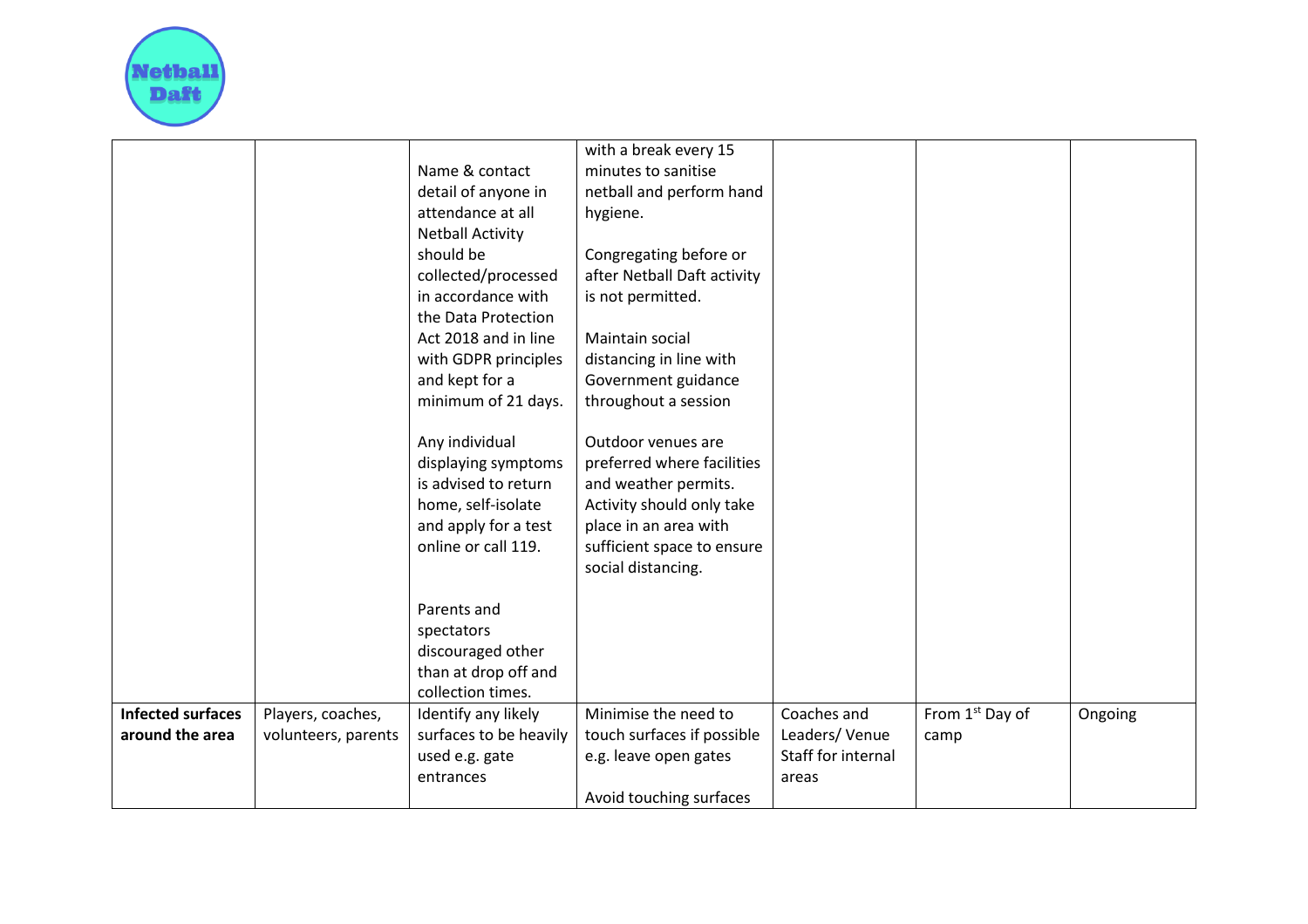| | | | | | | |
|---|---|---|---|---|---|---|
| | | Name & contact detail of anyone in attendance at all Netball Activity should be collected/processed in accordance with the Data Protection Act 2018 and in line with GDPR principles and kept for a minimum of 21 days.<br><br>Any individual displaying symptoms is advised to return home, self-isolate and apply for a test online or call 119.<br><br>Parents and spectators discouraged other than at drop off and collection times. | with a break every 15 minutes to sanitise netball and perform hand hygiene.<br><br>Congregating before or after Netball Daft activity is not permitted.<br><br>Maintain social distancing in line with Government guidance throughout a session<br><br>Outdoor venues are preferred where facilities and weather permits. Activity should only take place in an area with sufficient space to ensure social distancing. | | | |
| **Infected surfaces around the area** | Players, coaches, volunteers, parents | Identify any likely surfaces to be heavily used e.g. gate entrances | Minimise the need to touch surfaces if possible e.g. leave open gates<br><br>Avoid touching surfaces | Coaches and Leaders/ Venue Staff for internal areas | From 1st Day of camp | Ongoing |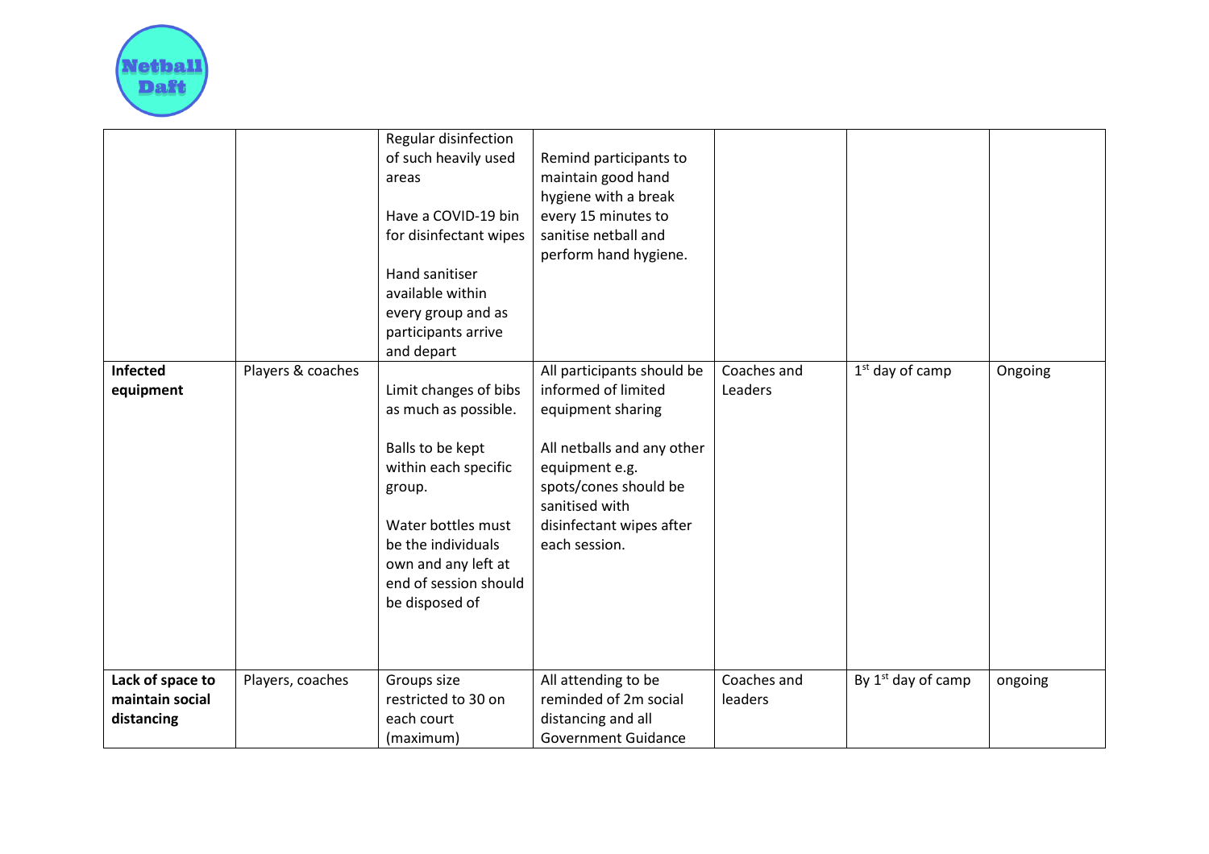| | | | | | | |
|---|---|---|---|---|---|---|
| | | Regular disinfection of such heavily used areas<br><br>Have a COVID-19 bin for disinfectant wipes<br><br>Hand sanitiser available within every group and as participants arrive and depart | Remind participants to maintain good hand hygiene with a break every 15 minutes to sanitise netball and perform hand hygiene. | | | |
| **Infected equipment** | Players & coaches | Limit changes of bibs as much as possible.<br><br>Balls to be kept within each specific group.<br><br>Water bottles must be the individuals own and any left at end of session should be disposed of | All participants should be informed of limited equipment sharing<br><br>All netballs and any other equipment e.g. spots/cones should be sanitised with disinfectant wipes after each session. | Coaches and Leaders | 1st day of camp | Ongoing |
| **Lack of space to maintain social distancing** | Players, coaches | Groups size restricted to 30 on each court (maximum) | All attending to be reminded of 2m social distancing and all Government Guidance | Coaches and leaders | By 1st day of camp | ongoing |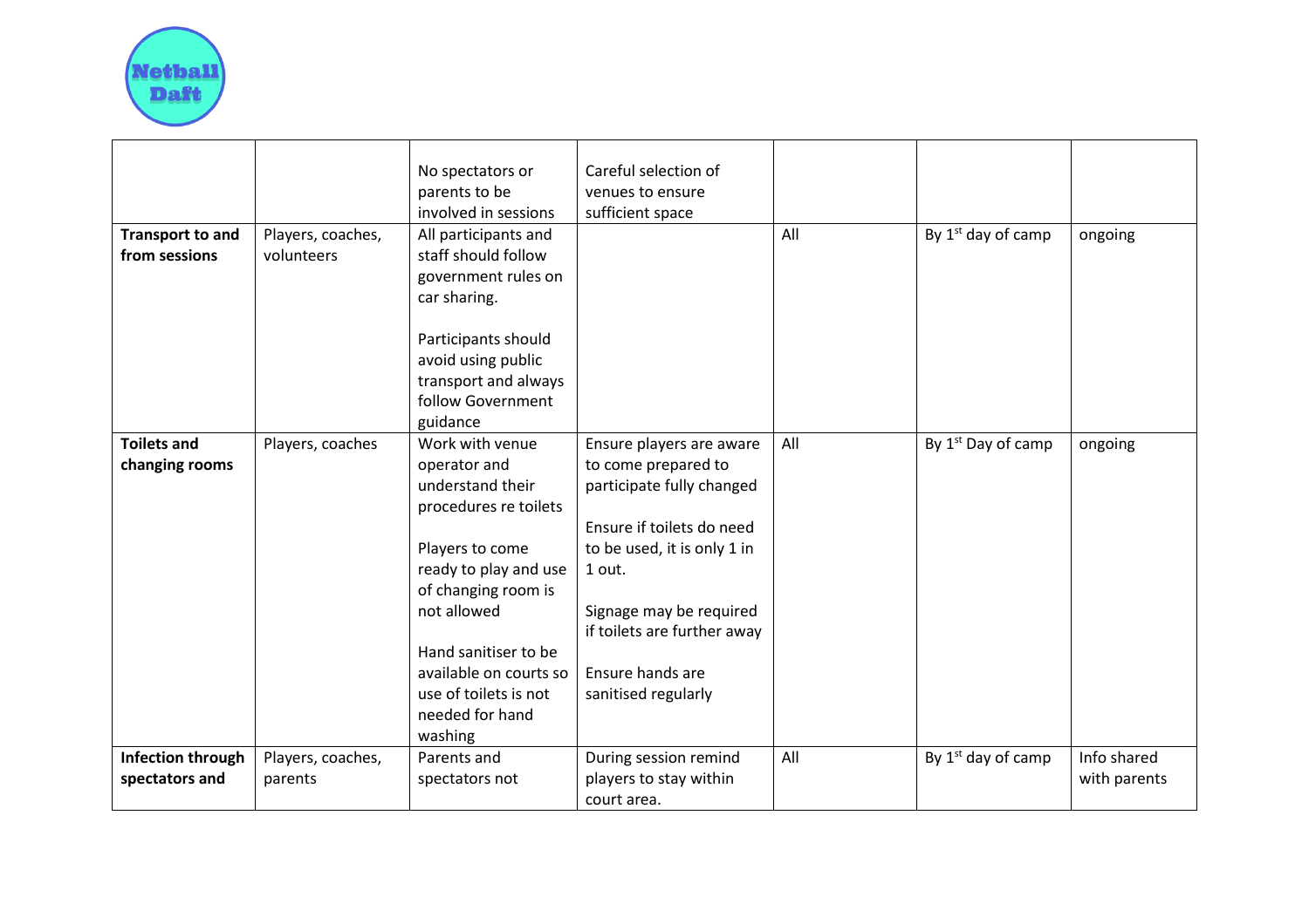| | | | | | | |
|---|---|---|---|---|---|---|
| | | No spectators or parents to be involved in sessions | Careful selection of venues to ensure sufficient space | | | |
| **Transport to and from sessions** | Players, coaches, volunteers | All participants and staff should follow government rules on car sharing.<br><br>Participants should avoid using public transport and always follow Government guidance | | All | By 1st day of camp | ongoing |
| **Toilets and changing rooms** | Players, coaches | Work with venue operator and understand their procedures re toilets<br><br>Players to come ready to play and use of changing room is not allowed<br><br>Hand sanitiser to be available on courts so use of toilets is not needed for hand washing | Ensure players are aware to come prepared to participate fully changed<br><br>Ensure if toilets do need to be used, it is only 1 in 1 out.<br><br>Signage may be required if toilets are further away<br><br>Ensure hands are sanitised regularly | All | By 1st Day of camp | ongoing |
| **Infection through spectators and** | Players, coaches, parents | Parents and spectators not | During session remind players to stay within court area. | All | By 1st day of camp | Info shared with parents |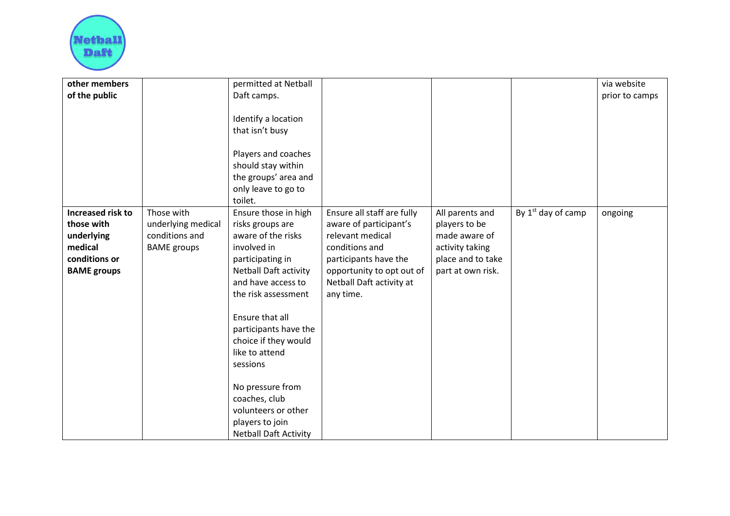| | | | | | | |
|---|---|---|---|---|---|---|
| **other members of the public** | | permitted at Netball Daft camps.<br><br>Identify a location that isn't busy<br><br>Players and coaches should stay within the groups' area and only leave to go to toilet. | | | | via website prior to camps |
| **Increased risk to those with underlying medical conditions or BAME groups** | Those with underlying medical conditions and BAME groups | Ensure those in high risks groups are aware of the risks involved in participating in Netball Daft activity and have access to the risk assessment<br><br>Ensure that all participants have the choice if they would like to attend sessions<br><br>No pressure from coaches, club volunteers or other players to join Netball Daft Activity | Ensure all staff are fully aware of participant's relevant medical conditions and participants have the opportunity to opt out of Netball Daft activity at any time. | All parents and players to be made aware of activity taking place and to take part at own risk. | By 1st day of camp | ongoing |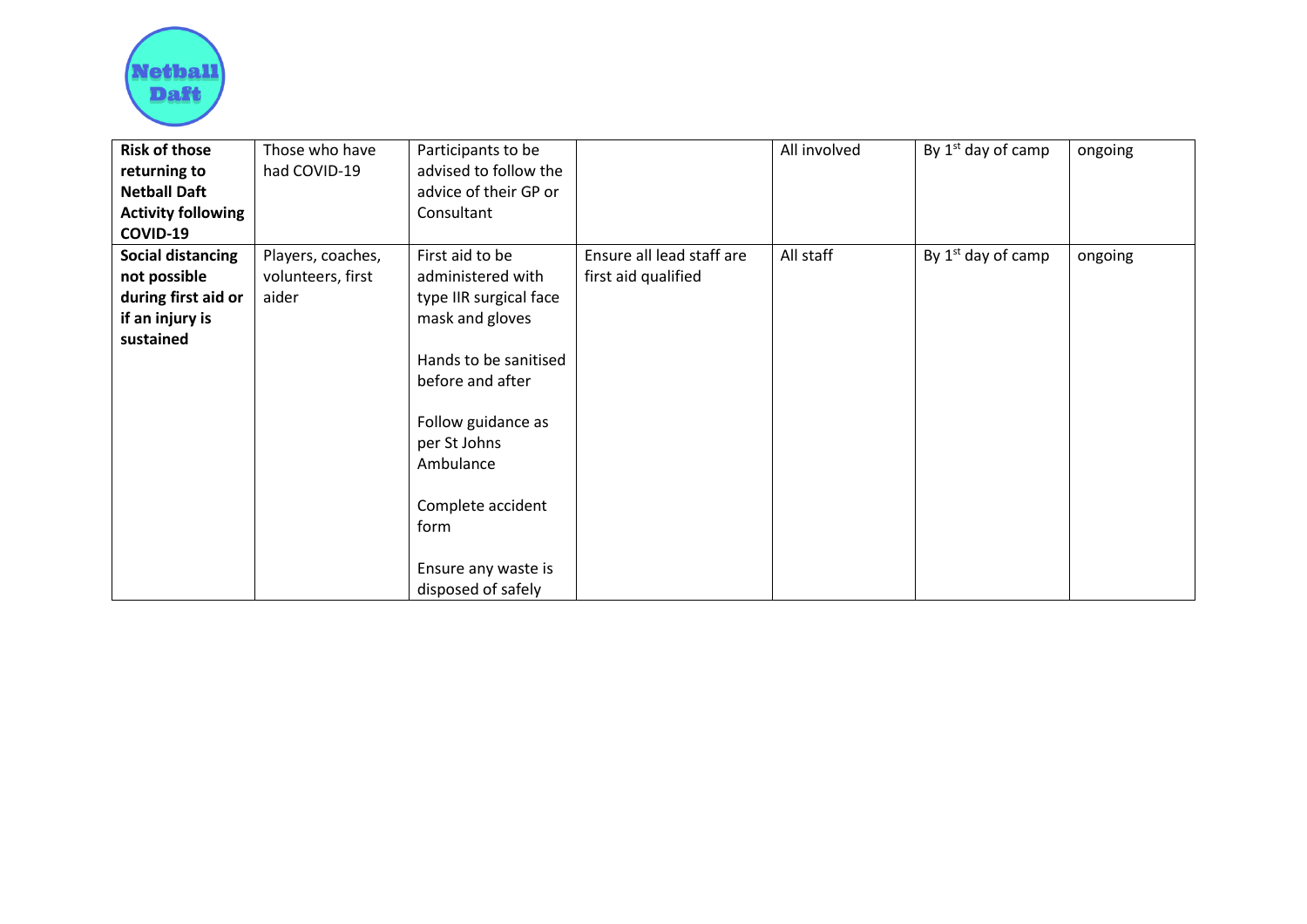| | | | | | | |
|---|---|---|---|---|---|---|
| **Risk of those returning to Netball Daft Activity following COVID-19** | Those who have had COVID-19 | Participants to be advised to follow the advice of their GP or Consultant | | All involved | By 1st day of camp | ongoing |
| **Social distancing not possible during first aid or if an injury is sustained** | Players, coaches, volunteers, first aider | First aid to be administered with type IIR surgical face mask and gloves<br><br>Hands to be sanitised before and after<br><br>Follow guidance as per St Johns Ambulance<br><br>Complete accident form<br><br>Ensure any waste is disposed of safely | Ensure all lead staff are first aid qualified | All staff | By 1st day of camp | ongoing |